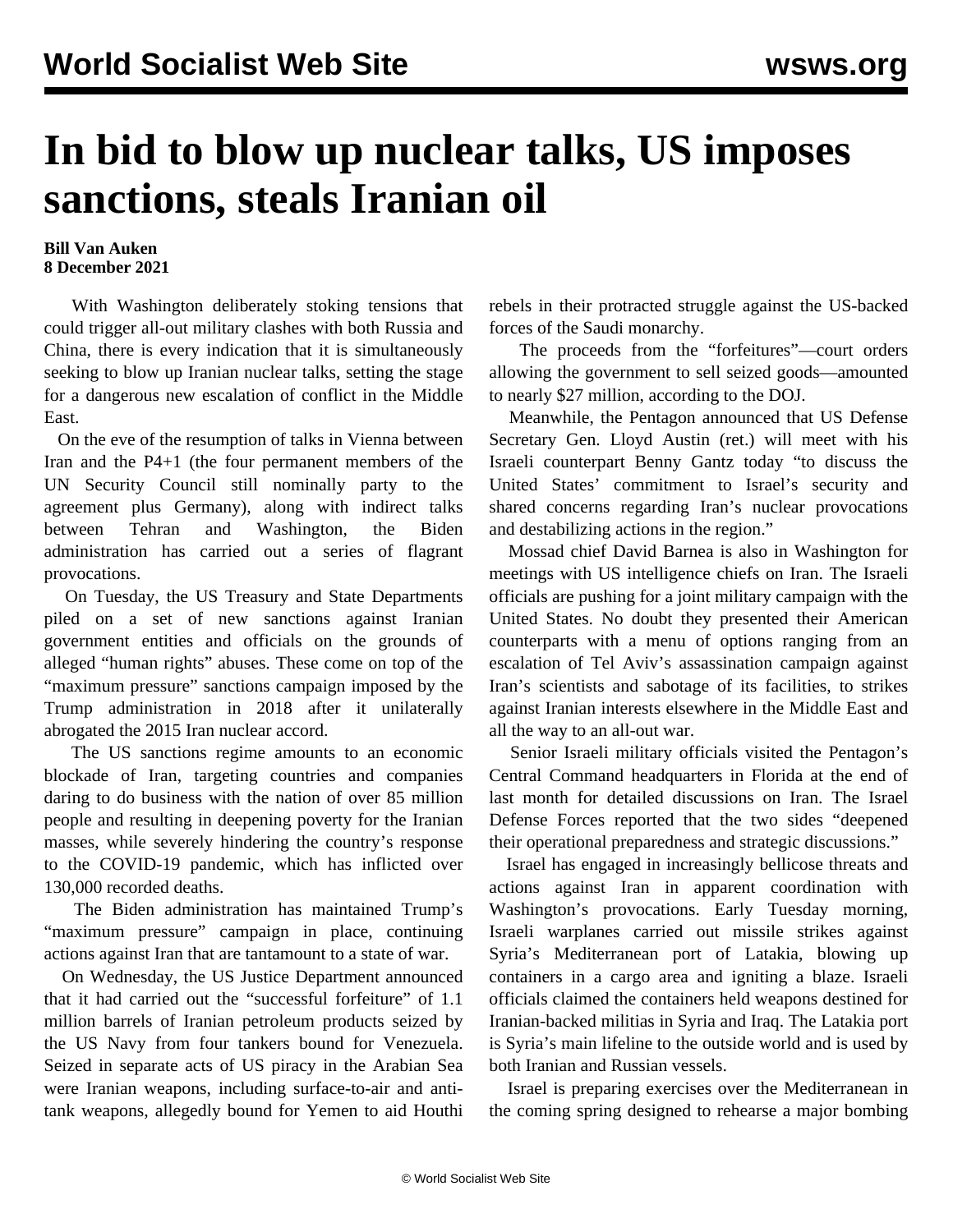# In bid to blow up nuclear talks, US imposes sanctions, steals Iranian oil

**Bill Van Auken**
**8 December 2021**

With Washington deliberately stoking tensions that could trigger all-out military clashes with both Russia and China, there is every indication that it is simultaneously seeking to blow up Iranian nuclear talks, setting the stage for a dangerous new escalation of conflict in the Middle East.

On the eve of the resumption of talks in Vienna between Iran and the P4+1 (the four permanent members of the UN Security Council still nominally party to the agreement plus Germany), along with indirect talks between Tehran and Washington, the Biden administration has carried out a series of flagrant provocations.

On Tuesday, the US Treasury and State Departments piled on a set of new sanctions against Iranian government entities and officials on the grounds of alleged "human rights" abuses. These come on top of the "maximum pressure" sanctions campaign imposed by the Trump administration in 2018 after it unilaterally abrogated the 2015 Iran nuclear accord.

The US sanctions regime amounts to an economic blockade of Iran, targeting countries and companies daring to do business with the nation of over 85 million people and resulting in deepening poverty for the Iranian masses, while severely hindering the country's response to the COVID-19 pandemic, which has inflicted over 130,000 recorded deaths.

The Biden administration has maintained Trump's "maximum pressure" campaign in place, continuing actions against Iran that are tantamount to a state of war.

On Wednesday, the US Justice Department announced that it had carried out the "successful forfeiture" of 1.1 million barrels of Iranian petroleum products seized by the US Navy from four tankers bound for Venezuela. Seized in separate acts of US piracy in the Arabian Sea were Iranian weapons, including surface-to-air and anti-tank weapons, allegedly bound for Yemen to aid Houthi rebels in their protracted struggle against the US-backed forces of the Saudi monarchy.

The proceeds from the "forfeitures"—court orders allowing the government to sell seized goods—amounted to nearly $27 million, according to the DOJ.

Meanwhile, the Pentagon announced that US Defense Secretary Gen. Lloyd Austin (ret.) will meet with his Israeli counterpart Benny Gantz today "to discuss the United States' commitment to Israel's security and shared concerns regarding Iran's nuclear provocations and destabilizing actions in the region."

Mossad chief David Barnea is also in Washington for meetings with US intelligence chiefs on Iran. The Israeli officials are pushing for a joint military campaign with the United States. No doubt they presented their American counterparts with a menu of options ranging from an escalation of Tel Aviv's assassination campaign against Iran's scientists and sabotage of its facilities, to strikes against Iranian interests elsewhere in the Middle East and all the way to an all-out war.

Senior Israeli military officials visited the Pentagon's Central Command headquarters in Florida at the end of last month for detailed discussions on Iran. The Israel Defense Forces reported that the two sides "deepened their operational preparedness and strategic discussions."

Israel has engaged in increasingly bellicose threats and actions against Iran in apparent coordination with Washington's provocations. Early Tuesday morning, Israeli warplanes carried out missile strikes against Syria's Mediterranean port of Latakia, blowing up containers in a cargo area and igniting a blaze. Israeli officials claimed the containers held weapons destined for Iranian-backed militias in Syria and Iraq. The Latakia port is Syria's main lifeline to the outside world and is used by both Iranian and Russian vessels.

Israel is preparing exercises over the Mediterranean in the coming spring designed to rehearse a major bombing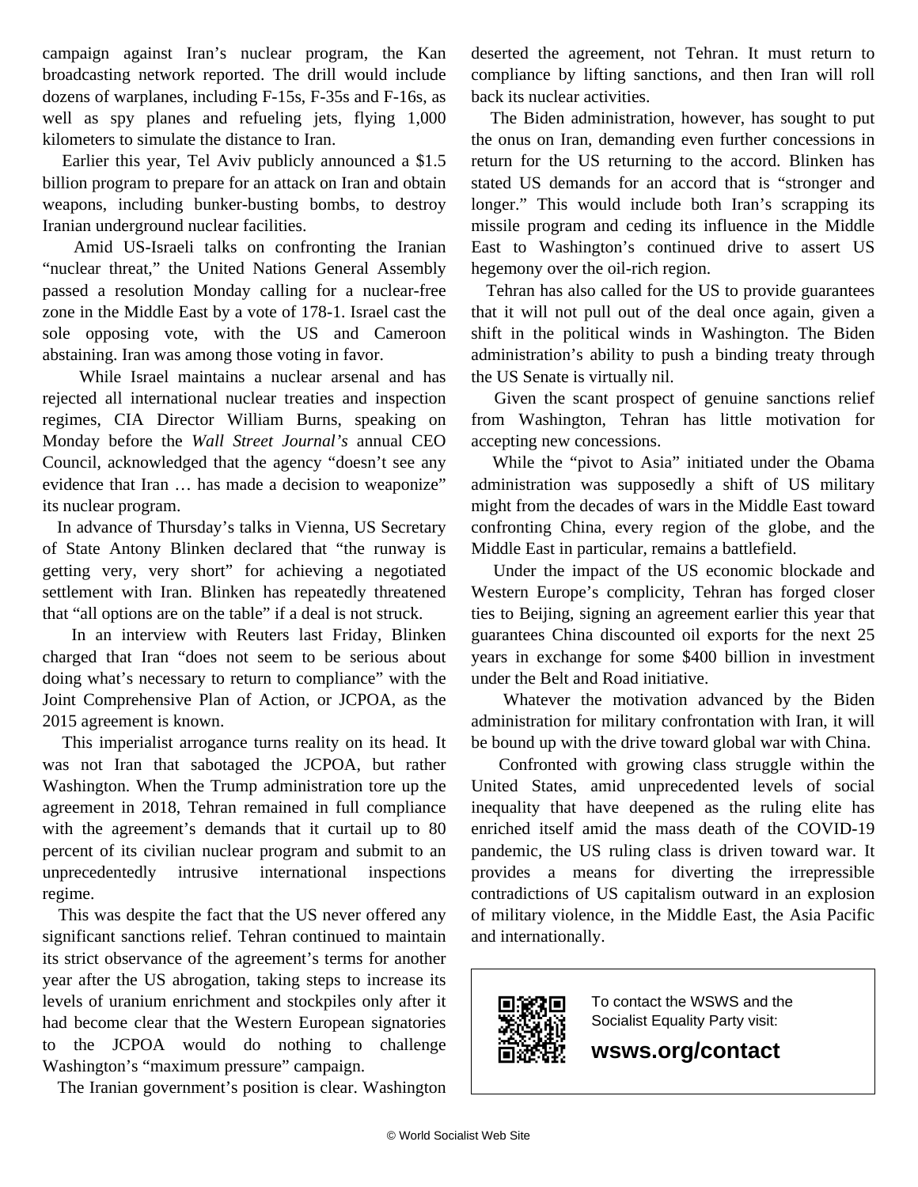campaign against Iran's nuclear program, the Kan broadcasting network reported. The drill would include dozens of warplanes, including F-15s, F-35s and F-16s, as well as spy planes and refueling jets, flying 1,000 kilometers to simulate the distance to Iran.

Earlier this year, Tel Aviv publicly announced a $1.5 billion program to prepare for an attack on Iran and obtain weapons, including bunker-busting bombs, to destroy Iranian underground nuclear facilities.

Amid US-Israeli talks on confronting the Iranian "nuclear threat," the United Nations General Assembly passed a resolution Monday calling for a nuclear-free zone in the Middle East by a vote of 178-1. Israel cast the sole opposing vote, with the US and Cameroon abstaining. Iran was among those voting in favor.

While Israel maintains a nuclear arsenal and has rejected all international nuclear treaties and inspection regimes, CIA Director William Burns, speaking on Monday before the *Wall Street Journal's* annual CEO Council, acknowledged that the agency "doesn't see any evidence that Iran … has made a decision to weaponize" its nuclear program.

In advance of Thursday's talks in Vienna, US Secretary of State Antony Blinken declared that "the runway is getting very, very short" for achieving a negotiated settlement with Iran. Blinken has repeatedly threatened that "all options are on the table" if a deal is not struck.

In an interview with Reuters last Friday, Blinken charged that Iran "does not seem to be serious about doing what's necessary to return to compliance" with the Joint Comprehensive Plan of Action, or JCPOA, as the 2015 agreement is known.

This imperialist arrogance turns reality on its head. It was not Iran that sabotaged the JCPOA, but rather Washington. When the Trump administration tore up the agreement in 2018, Tehran remained in full compliance with the agreement's demands that it curtail up to 80 percent of its civilian nuclear program and submit to an unprecedentedly intrusive international inspections regime.

This was despite the fact that the US never offered any significant sanctions relief. Tehran continued to maintain its strict observance of the agreement's terms for another year after the US abrogation, taking steps to increase its levels of uranium enrichment and stockpiles only after it had become clear that the Western European signatories to the JCPOA would do nothing to challenge Washington's "maximum pressure" campaign.

The Iranian government's position is clear. Washington deserted the agreement, not Tehran. It must return to compliance by lifting sanctions, and then Iran will roll back its nuclear activities.

The Biden administration, however, has sought to put the onus on Iran, demanding even further concessions in return for the US returning to the accord. Blinken has stated US demands for an accord that is "stronger and longer." This would include both Iran's scrapping its missile program and ceding its influence in the Middle East to Washington's continued drive to assert US hegemony over the oil-rich region.

Tehran has also called for the US to provide guarantees that it will not pull out of the deal once again, given a shift in the political winds in Washington. The Biden administration's ability to push a binding treaty through the US Senate is virtually nil.

Given the scant prospect of genuine sanctions relief from Washington, Tehran has little motivation for accepting new concessions.

While the "pivot to Asia" initiated under the Obama administration was supposedly a shift of US military might from the decades of wars in the Middle East toward confronting China, every region of the globe, and the Middle East in particular, remains a battlefield.

Under the impact of the US economic blockade and Western Europe's complicity, Tehran has forged closer ties to Beijing, signing an agreement earlier this year that guarantees China discounted oil exports for the next 25 years in exchange for some $400 billion in investment under the Belt and Road initiative.

Whatever the motivation advanced by the Biden administration for military confrontation with Iran, it will be bound up with the drive toward global war with China.

Confronted with growing class struggle within the United States, amid unprecedented levels of social inequality that have deepened as the ruling elite has enriched itself amid the mass death of the COVID-19 pandemic, the US ruling class is driven toward war. It provides a means for diverting the irrepressible contradictions of US capitalism outward in an explosion of military violence, in the Middle East, the Asia Pacific and internationally.

To contact the WSWS and the Socialist Equality Party visit:

**wsws.org/contact**